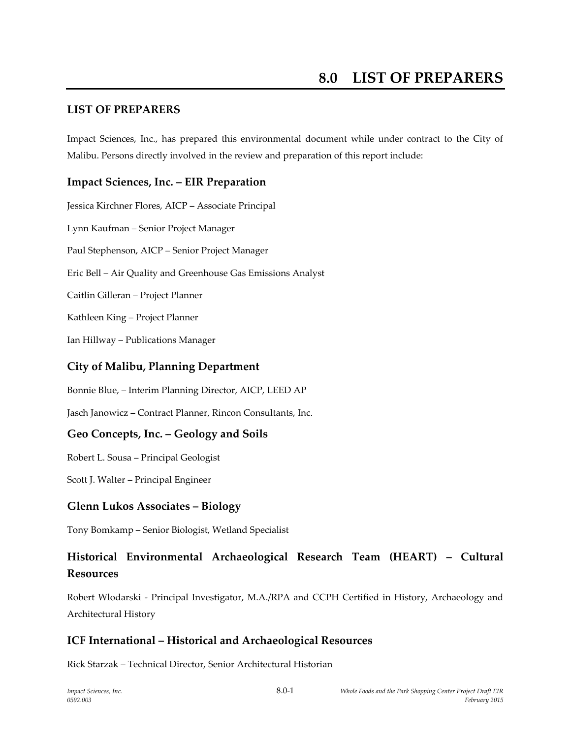# 8.0 LIST OF PREPARERS

## LIST OF PREPARERS

Impact Sciences, Inc., has prepared this environmental document while under contract to the City of Malibu. Persons directly involved in the review and preparation of this report include:

### Impact Sciences, Inc. – EIR Preparation

Jessica Kirchner Flores, AICP – Associate Principal

Lynn Kaufman – Senior Project Manager

Paul Stephenson, AICP – Senior Project Manager

Eric Bell – Air Quality and Greenhouse Gas Emissions Analyst

Caitlin Gilleran – Project Planner

Kathleen King – Project Planner

Ian Hillway – Publications Manager

### City of Malibu, Planning Department

Bonnie Blue, – Interim Planning Director, AICP, LEED AP

Jasch Janowicz – Contract Planner, Rincon Consultants, Inc.

### Geo Concepts, Inc. – Geology and Soils

Robert L. Sousa – Principal Geologist

Scott J. Walter – Principal Engineer

### Glenn Lukos Associates – Biology

Tony Bomkamp – Senior Biologist, Wetland Specialist

### Historical Environmental Archaeological Research Team (HEART) – Cultural Resources

Robert Wlodarski - Principal Investigator, M.A./RPA and CCPH Certified in History, Archaeology and Architectural History

### ICF International – Historical and Archaeological Resources

Rick Starzak – Technical Director, Senior Architectural Historian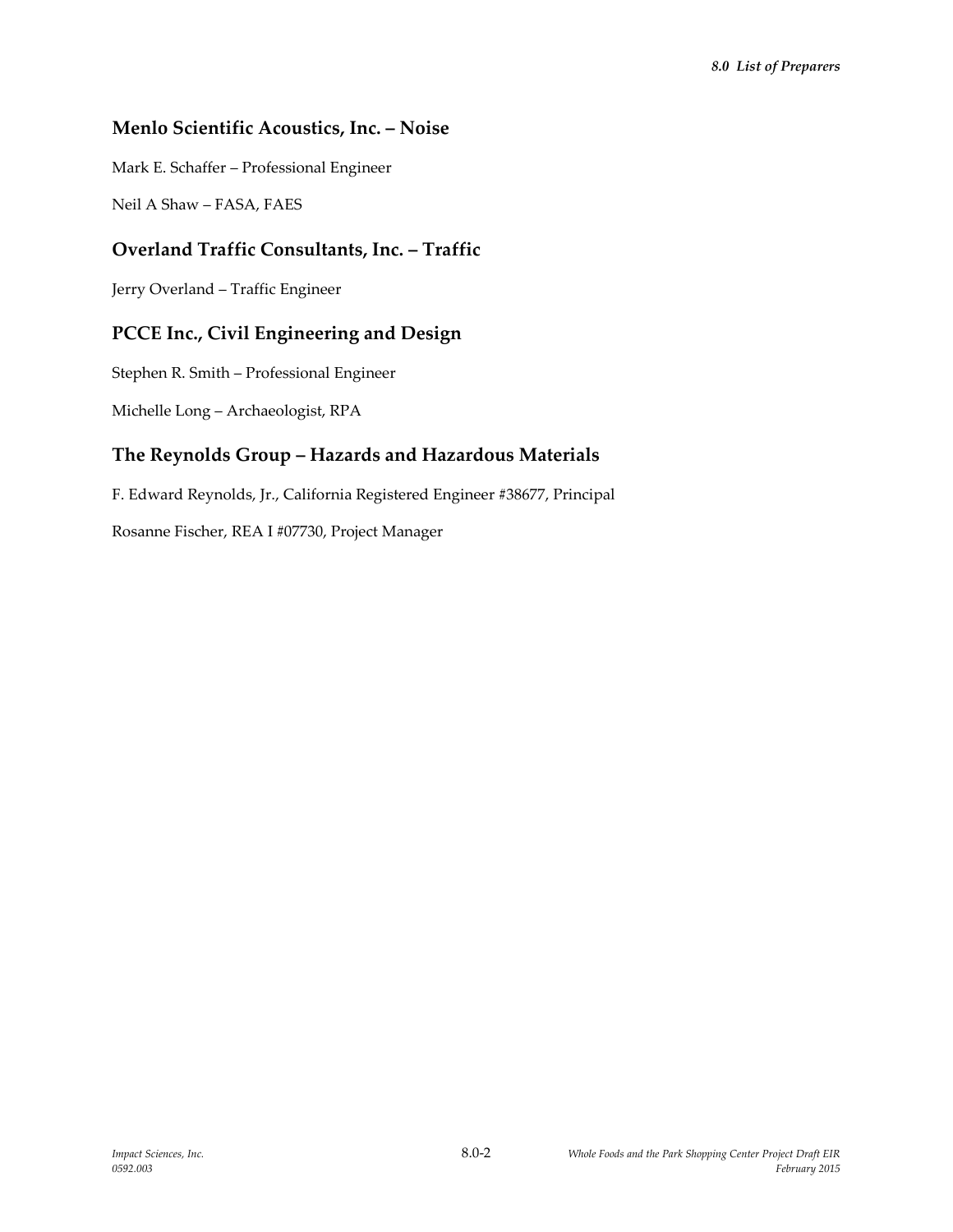## Menlo Scientific Acoustics, Inc. – Noise

Mark E. Schaffer – Professional Engineer

Neil A Shaw – FASA, FAES

## Overland Traffic Consultants, Inc. – Traffic

Jerry Overland – Traffic Engineer

## PCCE Inc., Civil Engineering and Design

Stephen R. Smith – Professional Engineer

Michelle Long – Archaeologist, RPA

## The Reynolds Group – Hazards and Hazardous Materials

F. Edward Reynolds, Jr., California Registered Engineer #38677, Principal

Rosanne Fischer, REA I #07730, Project Manager